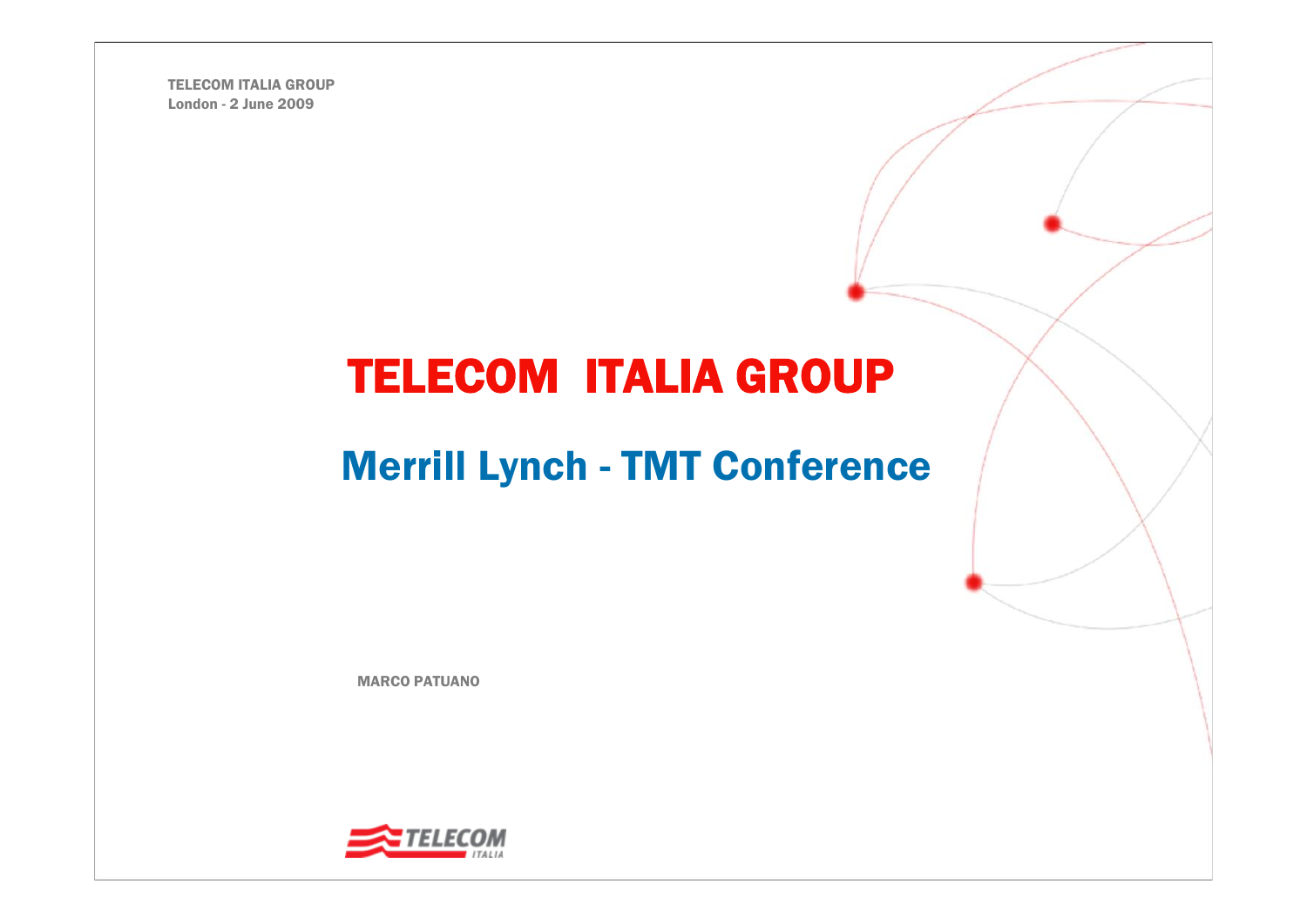TELECOM ITALIA GROUP
London - 2 June 2009

# TELECOM ITALIA GROUP

## Merrill Lynch - TMT Conference

MARCO PATUANO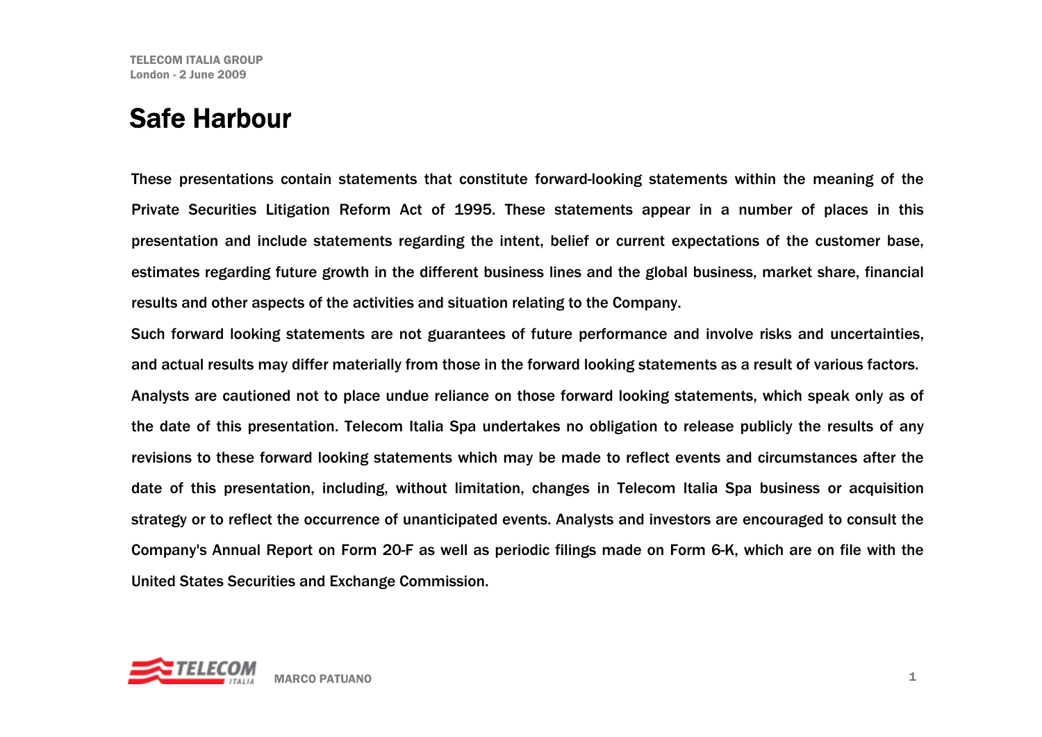# Safe Harbour

These presentations contain statements that constitute forward-looking statements within the meaning of the Private Securities Litigation Reform Act of 1995. These statements appear in a number of places in this presentation and include statements regarding the intent, belief or current expectations of the customer base, estimates regarding future growth in the different business lines and the global business, market share, financial results and other aspects of the activities and situation relating to the Company.

Such forward looking statements are not guarantees of future performance and involve risks and uncertainties, and actual results may differ materially from those in the forward looking statements as a result of various factors.

Analysts are cautioned not to place undue reliance on those forward looking statements, which speak only as of the date of this presentation. Telecom Italia Spa undertakes no obligation to release publicly the results of any revisions to these forward looking statements which may be made to reflect events and circumstances after the date of this presentation, including, without limitation, changes in Telecom Italia Spa business or acquisition strategy or to reflect the occurrence of unanticipated events. Analysts and investors are encouraged to consult the Company's Annual Report on Form 20-F as well as periodic filings made on Form 6-K, which are on file with the United States Securities and Exchange Commission.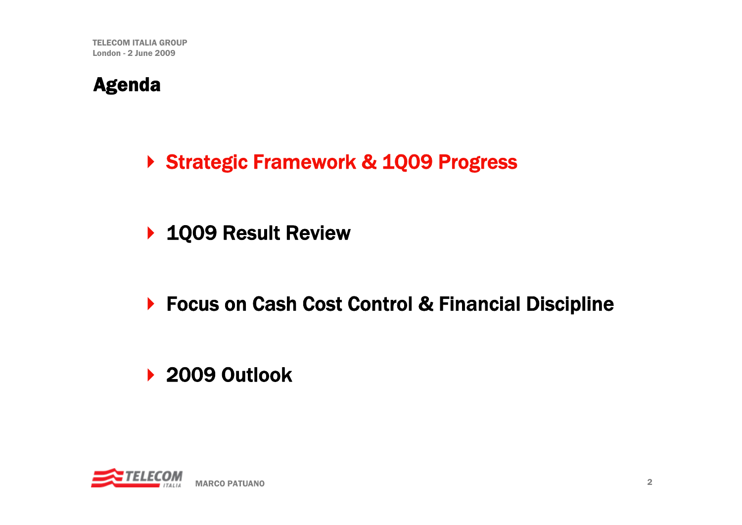# Agenda

- Strategic Framework & 1Q09 Progress
- 1Q09 Result Review
- Focus on Cash Cost Control & Financial Discipline
- 2009 Outlook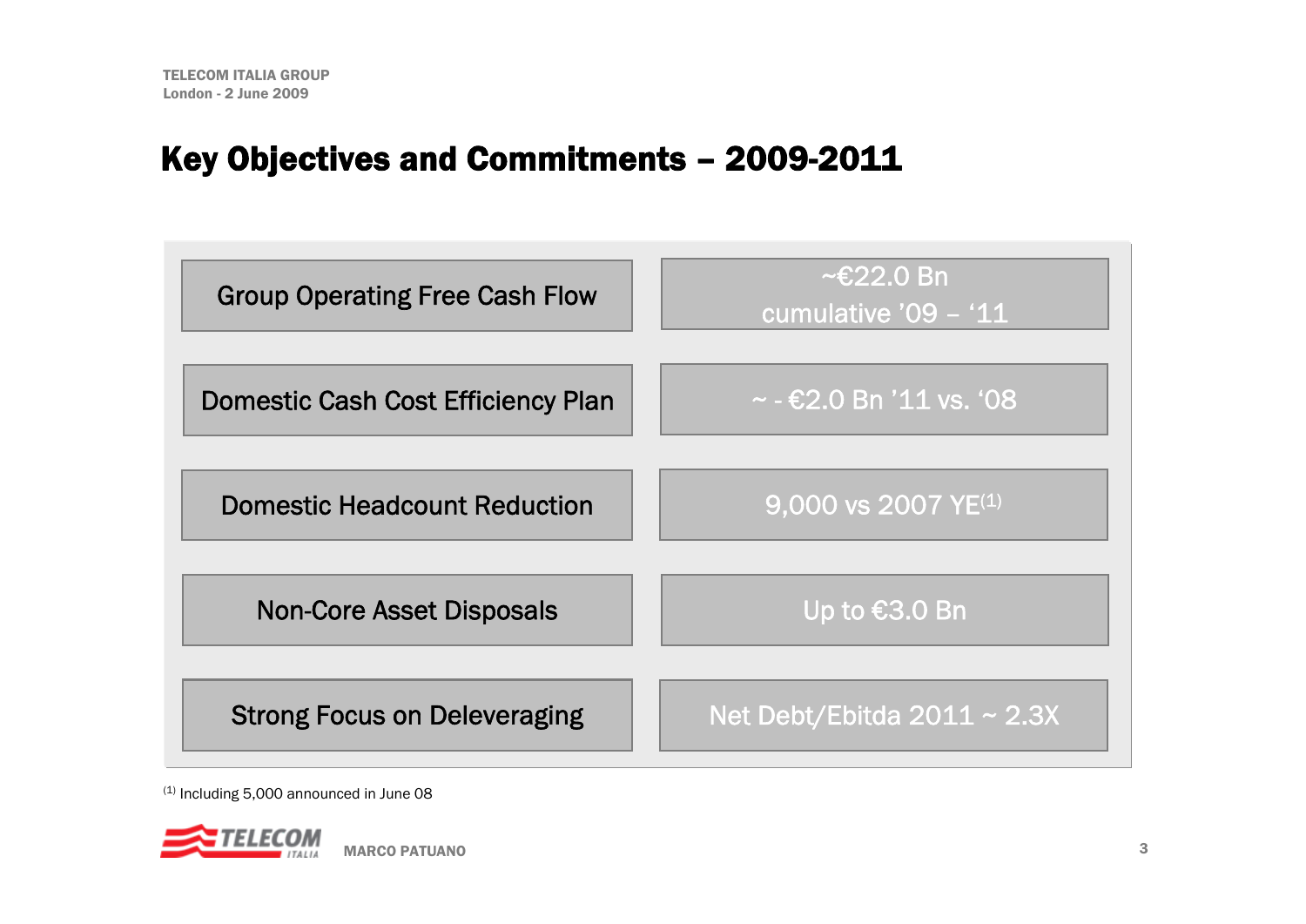## Key Objectives and Commitments – 2009-2011

| Objective | Commitment |
|---|---|
| Group Operating Free Cash Flow | ~€22.0 Bn cumulative '09 – '11 |
| Domestic Cash Cost Efficiency Plan | ~ - €2.0 Bn '11 vs. '08 |
| Domestic Headcount Reduction | 9,000 vs 2007 YE(1) |
| Non-Core Asset Disposals | Up to €3.0 Bn |
| Strong Focus on Deleveraging | Net Debt/Ebitda 2011 ~ 2.3X |

(1) Including 5,000 announced in June 08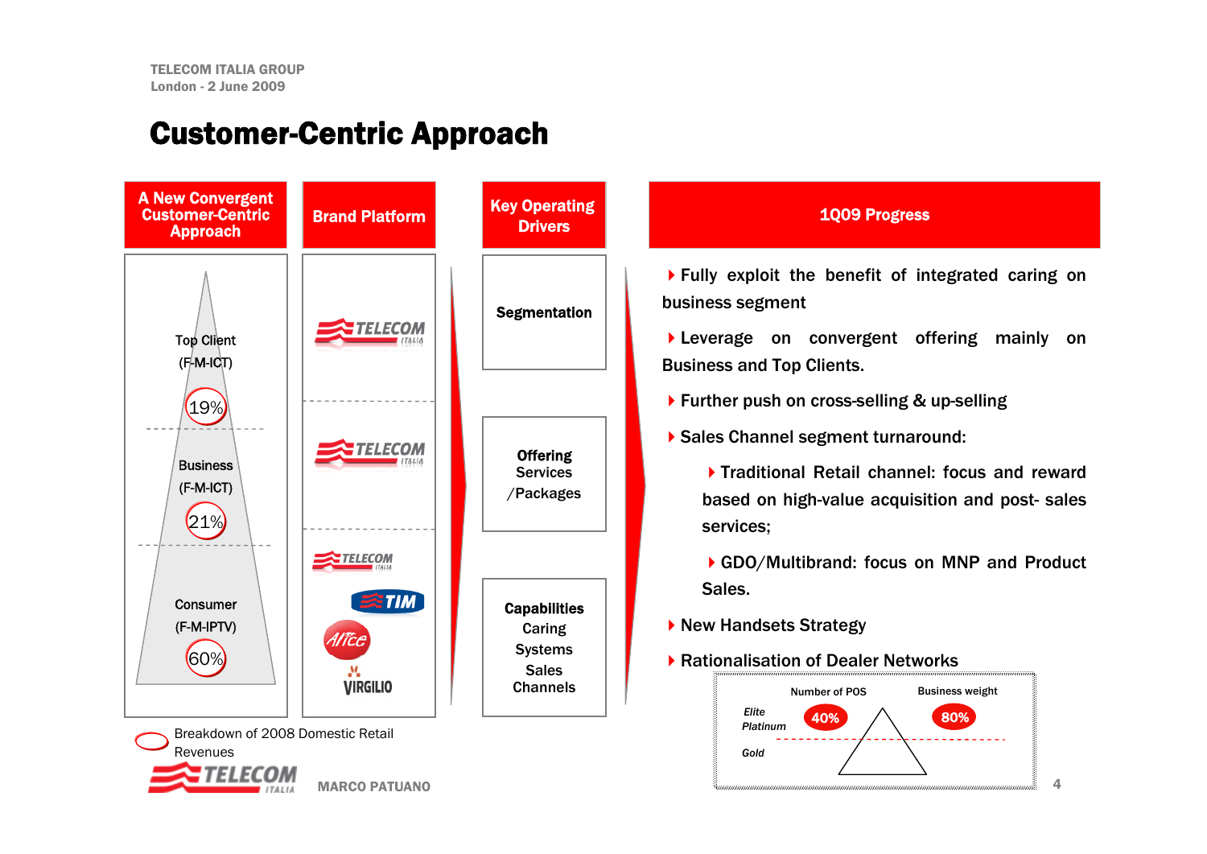# Customer-Centric Approach

| A New Convergent Customer-Centric Approach | Brand Platform | Key Operating Drivers |
|---|---|---|
| Top Client (F-M-ICT) 19% | TELECOM ITALIA | Segmentation |
| Business (F-M-ICT) 21% | TELECOM ITALIA | Offering Services /Packages |
| Consumer (F-M-IPTV) 60% | TELECOM ITALIA, TIM, Alice, VIRGILIO | Capabilities Caring Systems Sales Channels |

Breakdown of 2008 Domestic Retail Revenues

## 1Q09 Progress

- Fully exploit the benefit of integrated caring on business segment
- Leverage on convergent offering mainly on Business and Top Clients.
- Further push on cross-selling & up-selling
- Sales Channel segment turnaround:
  - Traditional Retail channel: focus and reward based on high-value acquisition and post- sales services;
  - GDO/Multibrand: focus on MNP and Product Sales.
- New Handsets Strategy
- Rationalisation of Dealer Networks

| | Number of POS | Business weight |
|---|---|---|
| *Elite Platinum* | 40% | 80% |
| *Gold* | | |

MARCO PATUANO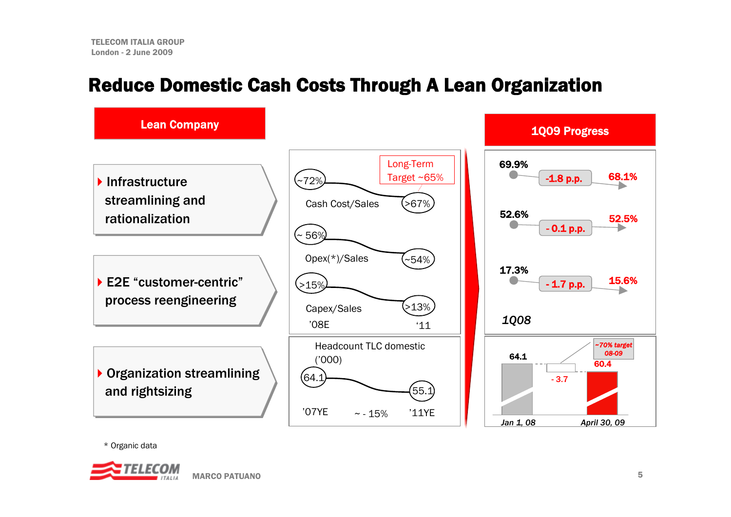# Reduce Domestic Cash Costs Through A Lean Organization

## Lean Company

- Infrastructure streamlining and rationalization
- E2E "customer-centric" process reengineering
- Organization streamlining and rightsizing

| | '08E | '11 |
|---|---|---|
| Cash Cost/Sales | ~72% | >67% |
| Opex(*)/Sales | ~ 56% | ~54% |
| Capex/Sales | >15% | >13% |

Long-Term Target ~65%

Headcount TLC domestic ('000)

| '07YE | | '11YE |
|---|---|---|
| 64.1 | ~ - 15% | 55.1 |

## 1Q09 Progress

| | 1Q08 | Change | 1Q09 |
|---|---|---|---|
| Cash Cost/Sales | 69.9% | -1.8 p.p. | 68.1% |
| Opex(*)/Sales | 52.6% | - 0.1 p.p. | 52.5% |
| Capex/Sales | 17.3% | - 1.7 p.p. | 15.6% |

| Jan 1, 08 | Change | April 30, 09 |
|---|---|---|
| 64.1 | - 3.7 | 60.4 |

~70% target 08-09

\* Organic data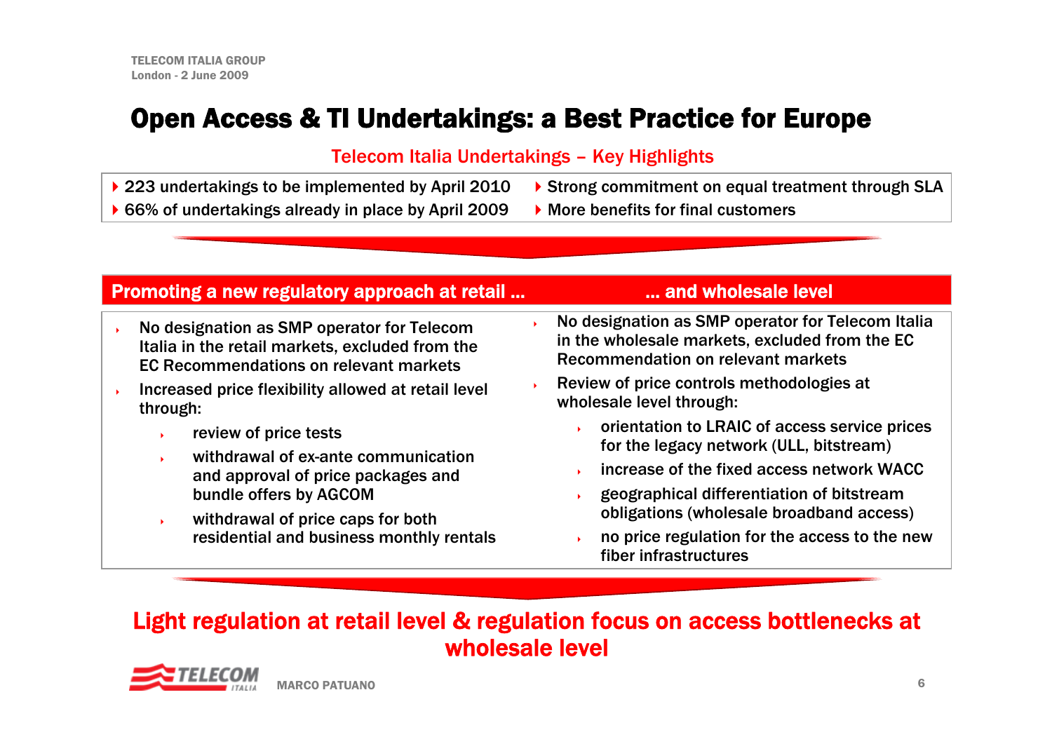# Open Access & TI Undertakings: a Best Practice for Europe

## Telecom Italia Undertakings – Key Highlights

- 223 undertakings to be implemented by April 2010
- 66% of undertakings already in place by April 2009
- Strong commitment on equal treatment through SLA
- More benefits for final customers

### Promoting a new regulatory approach at retail …

- No designation as SMP operator for Telecom Italia in the retail markets, excluded from the EC Recommendations on relevant markets
- Increased price flexibility allowed at retail level through:
  - review of price tests
  - withdrawal of ex-ante communication and approval of price packages and bundle offers by AGCOM
  - withdrawal of price caps for both residential and business monthly rentals

### … and wholesale level

- No designation as SMP operator for Telecom Italia in the wholesale markets, excluded from the EC Recommendation on relevant markets
- Review of price controls methodologies at wholesale level through:
  - orientation to LRAIC of access service prices for the legacy network (ULL, bitstream)
  - increase of the fixed access network WACC
  - geographical differentiation of bitstream obligations (wholesale broadband access)
  - no price regulation for the access to the new fiber infrastructures

**Light regulation at retail level & regulation focus on access bottlenecks at wholesale level**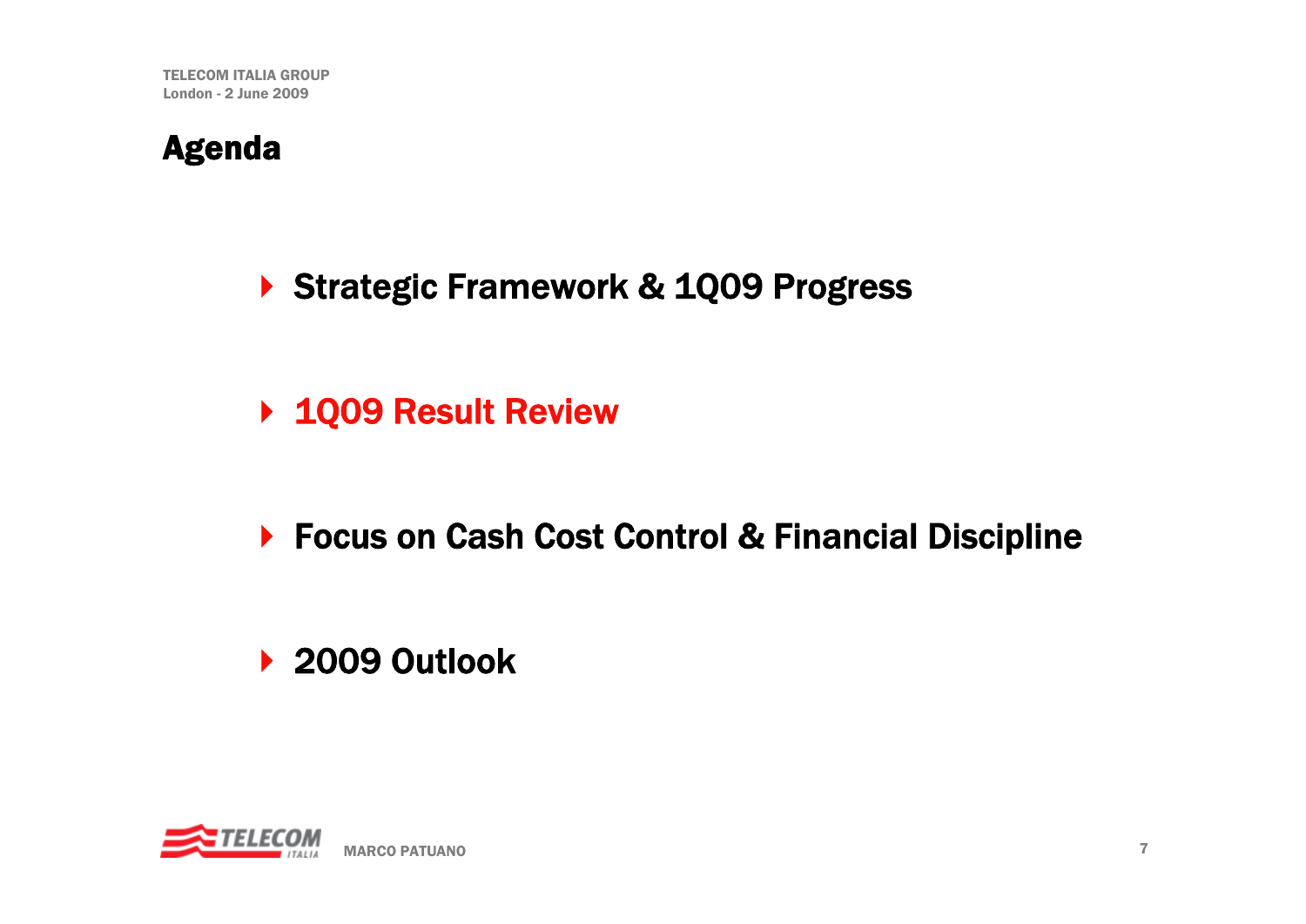# Agenda

- Strategic Framework & 1Q09 Progress
- **1Q09 Result Review**
- Focus on Cash Cost Control & Financial Discipline
- 2009 Outlook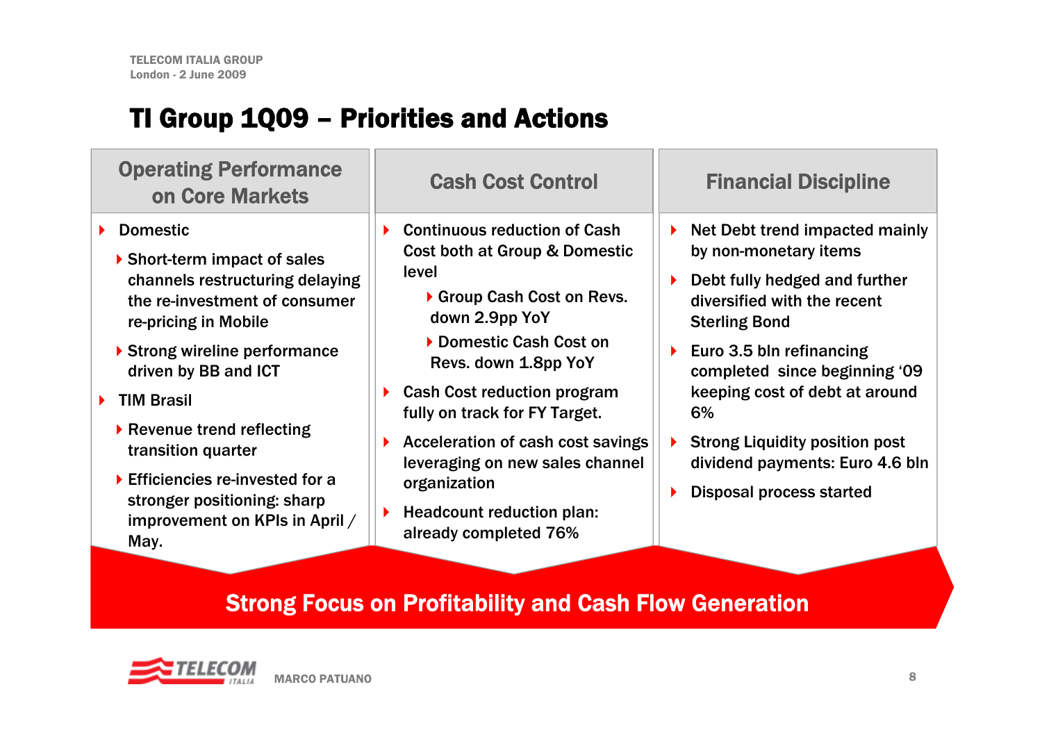# TI Group 1Q09 – Priorities and Actions

## Operating Performance on Core Markets

- Domestic
  - Short-term impact of sales channels restructuring delaying the re-investment of consumer re-pricing in Mobile
  - Strong wireline performance driven by BB and ICT
- TIM Brasil
  - Revenue trend reflecting transition quarter
  - Efficiencies re-invested for a stronger positioning: sharp improvement on KPIs in April / May.

## Cash Cost Control

- Continuous reduction of Cash Cost both at Group & Domestic level
  - Group Cash Cost on Revs. down 2.9pp YoY
  - Domestic Cash Cost on Revs. down 1.8pp YoY
- Cash Cost reduction program fully on track for FY Target.
- Acceleration of cash cost savings leveraging on new sales channel organization
- Headcount reduction plan: already completed 76%

## Financial Discipline

- Net Debt trend impacted mainly by non-monetary items
- Debt fully hedged and further diversified with the recent Sterling Bond
- Euro 3.5 bln refinancing completed since beginning '09 keeping cost of debt at around 6%
- Strong Liquidity position post dividend payments: Euro 4.6 bln
- Disposal process started

**Strong Focus on Profitability and Cash Flow Generation**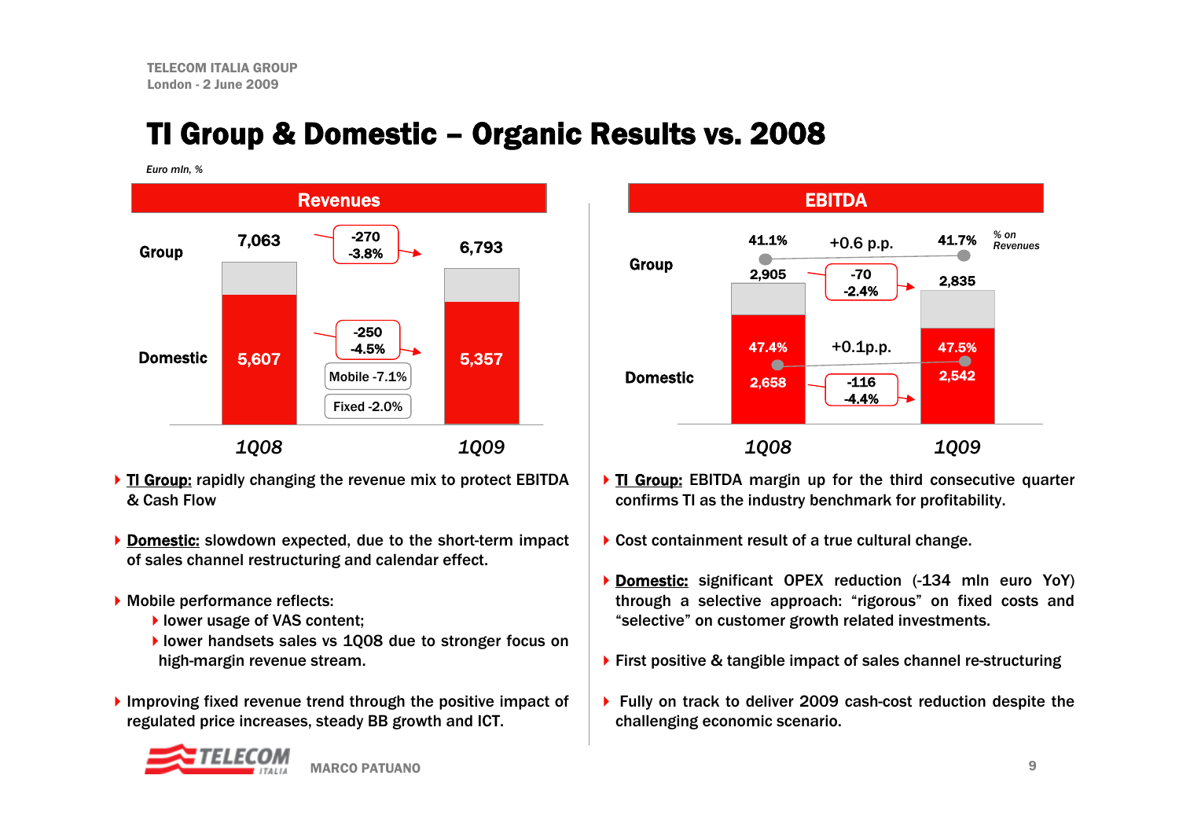# TI Group & Domestic – Organic Results vs. 2008

*Euro mln, %*

## Revenues

| | 1Q08 | Change | 1Q09 |
|---|---|---|---|
| Group | 7,063 | -270 / -3.8% | 6,793 |
| Domestic | 5,607 | -250 / -4.5% (Mobile -7.1%; Fixed -2.0%) | 5,357 |

- **TI Group:** rapidly changing the revenue mix to protect EBITDA & Cash Flow
- **Domestic:** slowdown expected, due to the short-term impact of sales channel restructuring and calendar effect.
- Mobile performance reflects:
  - lower usage of VAS content;
  - lower handsets sales vs 1Q08 due to stronger focus on high-margin revenue stream.
- Improving fixed revenue trend through the positive impact of regulated price increases, steady BB growth and ICT.

## EBITDA

| | 1Q08 | Change | 1Q09 |
|---|---|---|---|
| Group | 2,905 | -70 / -2.4% | 2,835 |
| Group – % on Revenues | 41.1% | +0.6 p.p. | 41.7% |
| Domestic | 2,658 | -116 / -4.4% | 2,542 |
| Domestic – % on Revenues | 47.4% | +0.1p.p. | 47.5% |

- **TI Group:** EBITDA margin up for the third consecutive quarter confirms TI as the industry benchmark for profitability.
- Cost containment result of a true cultural change.
- **Domestic:** significant OPEX reduction (-134 mln euro YoY) through a selective approach: "rigorous" on fixed costs and "selective" on customer growth related investments.
- First positive & tangible impact of sales channel re-structuring
- Fully on track to deliver 2009 cash-cost reduction despite the challenging economic scenario.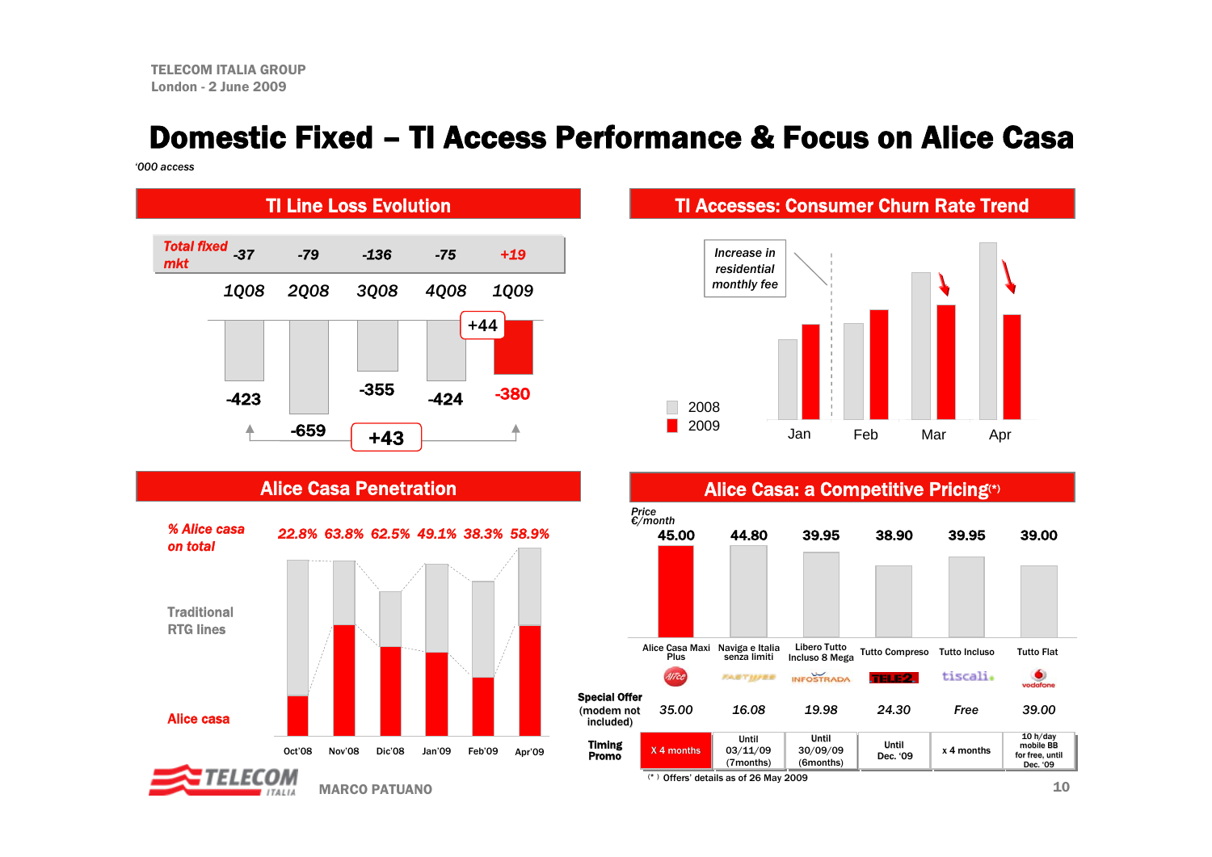# Domestic Fixed – TI Access Performance & Focus on Alice Casa

*'000 access*

## TI Line Loss Evolution

| | 1Q08 | 2Q08 | 3Q08 | 4Q08 | 1Q09 |
|---|---|---|---|---|---|
| *Total fixed mkt* | -37 | -79 | -136 | -75 | +19 |
| TI Line Loss | -423 | -659 | -355 | -424 | -380 |

+44 (4Q08 vs 1Q09)

+43 (1Q08 vs 1Q09)

## TI Accesses: Consumer Churn Rate Trend

Increase in residential monthly fee

2008 / 2009 — Jan, Feb, Mar, Apr

## Alice Casa Penetration

| | Oct'08 | Nov'08 | Dic'08 | Jan'09 | Feb'09 | Apr'09 |
|---|---|---|---|---|---|---|
| *% Alice casa on total* | 22.8% | 63.8% | 62.5% | 49.1% | 38.3% | 58.9% |

Traditional RTG lines

Alice casa

## Alice Casa: a Competitive Pricing(*)

| | Alice Casa Maxi Plus | Naviga e Italia senza limiti | Libero Tutto Incluso 8 Mega | Tutto Compreso | Tutto Incluso | Tutto Flat |
|---|---|---|---|---|---|---|
| | Alice | Fastweb | Infostrada | Tele2 | tiscali | vodafone |
| Price €/month | 45.00 | 44.80 | 39.95 | 38.90 | 39.95 | 39.00 |
| Special Offer (modem not included) | 35.00 | 16.08 | 19.98 | 24.30 | Free | 39.00 |
| Timing Promo | X 4 months | Until 03/11/09 (7months) | Until 30/09/09 (6months) | Until Dec. '09 | x 4 months | 10 h/day mobile BB for free, until Dec. '09 |

(*) Offers' details as of 26 May 2009

MARCO PATUANO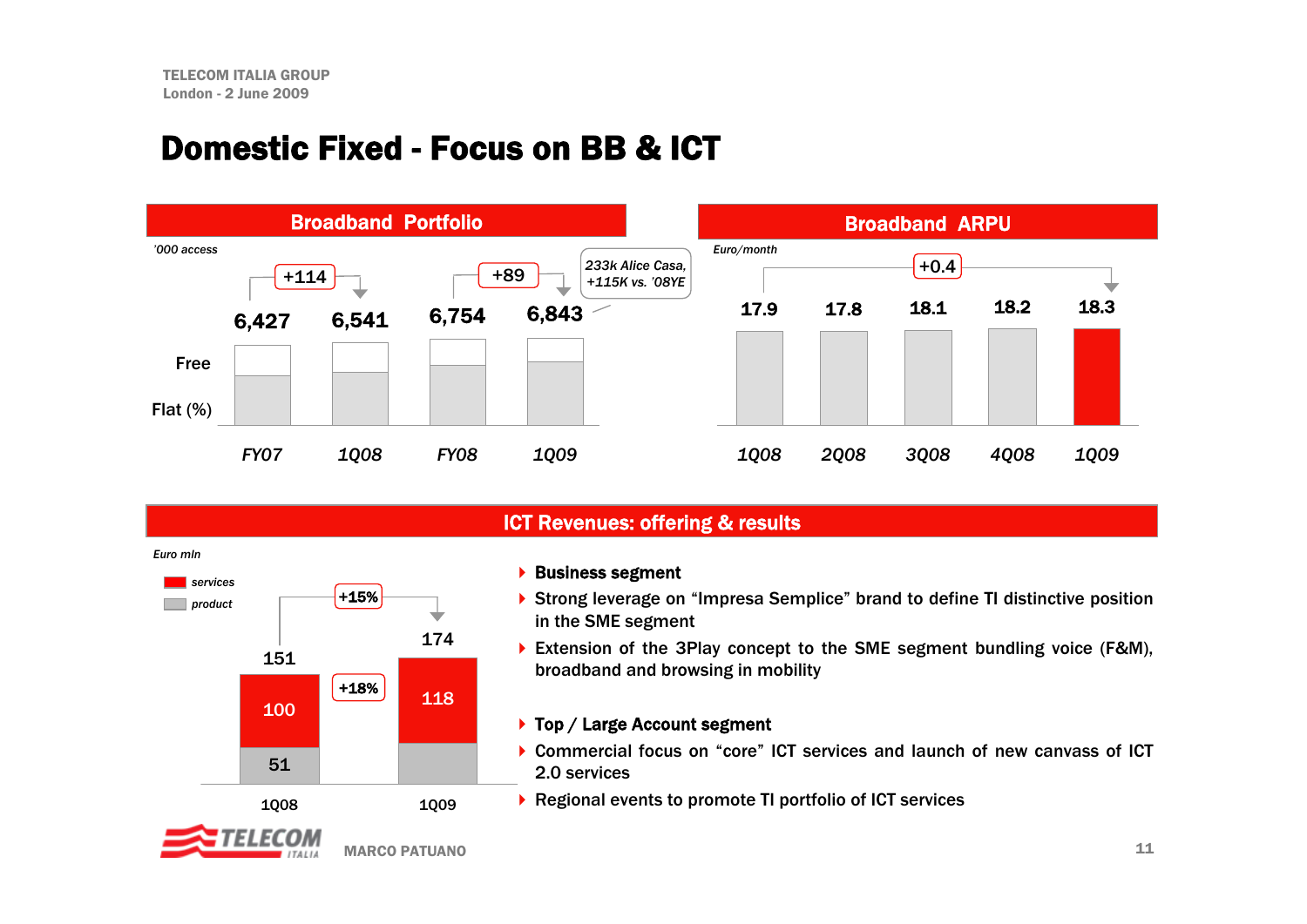# Domestic Fixed - Focus on BB & ICT

## Broadband Portfolio

'000 access

| | FY07 | 1Q08 | FY08 | 1Q09 |
|---|---|---|---|---|
| Total | 6,427 | 6,541 | 6,754 | 6,843 |

+114 (FY07 → 1Q08); +89 (FY08 → 1Q09)

Free / Flat (%)

233k Alice Casa, +115K vs. '08YE

## Broadband ARPU

Euro/month

| 1Q08 | 2Q08 | 3Q08 | 4Q08 | 1Q09 |
|---|---|---|---|---|
| 17.9 | 17.8 | 18.1 | 18.2 | 18.3 |

+0.4 (1Q08 → 1Q09)

## ICT Revenues: offering & results

Euro mln

| | 1Q08 | 1Q09 |
|---|---|---|
| services | 100 | 118 |
| product | 51 | |
| Total | 151 | 174 |

+15% total; +18% services

- **Business segment**
- Strong leverage on "Impresa Semplice" brand to define TI distinctive position in the SME segment
- Extension of the 3Play concept to the SME segment bundling voice (F&M), broadband and browsing in mobility

- **Top / Large Account segment**
- Commercial focus on "core" ICT services and launch of new canvass of ICT 2.0 services
- Regional events to promote TI portfolio of ICT services

MARCO PATUANO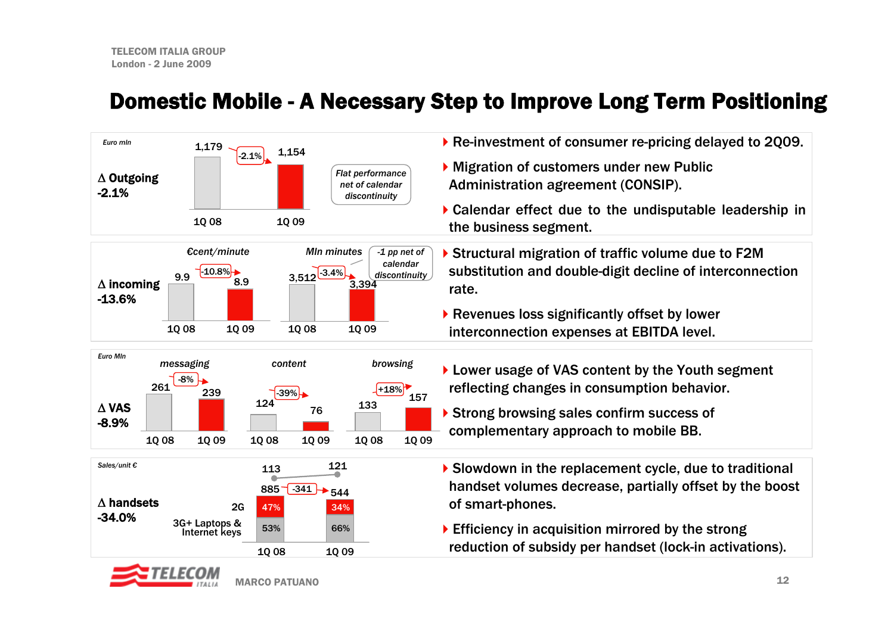# Domestic Mobile - A Necessary Step to Improve Long Term Positioning

## Δ Outgoing -2.1%

*Euro mln*

| | 1Q 08 | 1Q 09 | Change |
|---|---|---|---|
| Outgoing | 1,179 | 1,154 | -2.1% |

*Flat performance net of calendar discontinuity*

- Re-investment of consumer re-pricing delayed to 2Q09.
- Migration of customers under new Public Administration agreement (CONSIP).
- Calendar effect due to the undisputable leadership in the business segment.

## Δ incoming -13.6%

| | 1Q 08 | 1Q 09 | Change |
|---|---|---|---|
| *€cent/minute* | 9.9 | 8.9 | -10.8% |
| *Mln minutes* | 3,512 | 3,394 | -3.4% |

*-1 pp net of calendar discontinuity*

- Structural migration of traffic volume due to F2M substitution and double-digit decline of interconnection rate.
- Revenues loss significantly offset by lower interconnection expenses at EBITDA level.

## Δ VAS -8.9%

*Euro Mln*

| | 1Q 08 | 1Q 09 | Change |
|---|---|---|---|
| *messaging* | 261 | 239 | -8% |
| *content* | 124 | 76 | -39% |
| *browsing* | 133 | 157 | +18% |

- Lower usage of VAS content by the Youth segment reflecting changes in consumption behavior.
- Strong browsing sales confirm success of complementary approach to mobile BB.

## Δ handsets -34.0%

*Sales/unit €*

| | 1Q 08 | 1Q 09 | Change |
|---|---|---|---|
| Sales/unit € | 113 | 121 | |
| Handsets | 885 | 544 | -341 |
| 2G | 47% | 34% | |
| 3G+ Laptops & Internet keys | 53% | 66% | |

- Slowdown in the replacement cycle, due to traditional handset volumes decrease, partially offset by the boost of smart-phones.
- Efficiency in acquisition mirrored by the strong reduction of subsidy per handset (lock-in activations).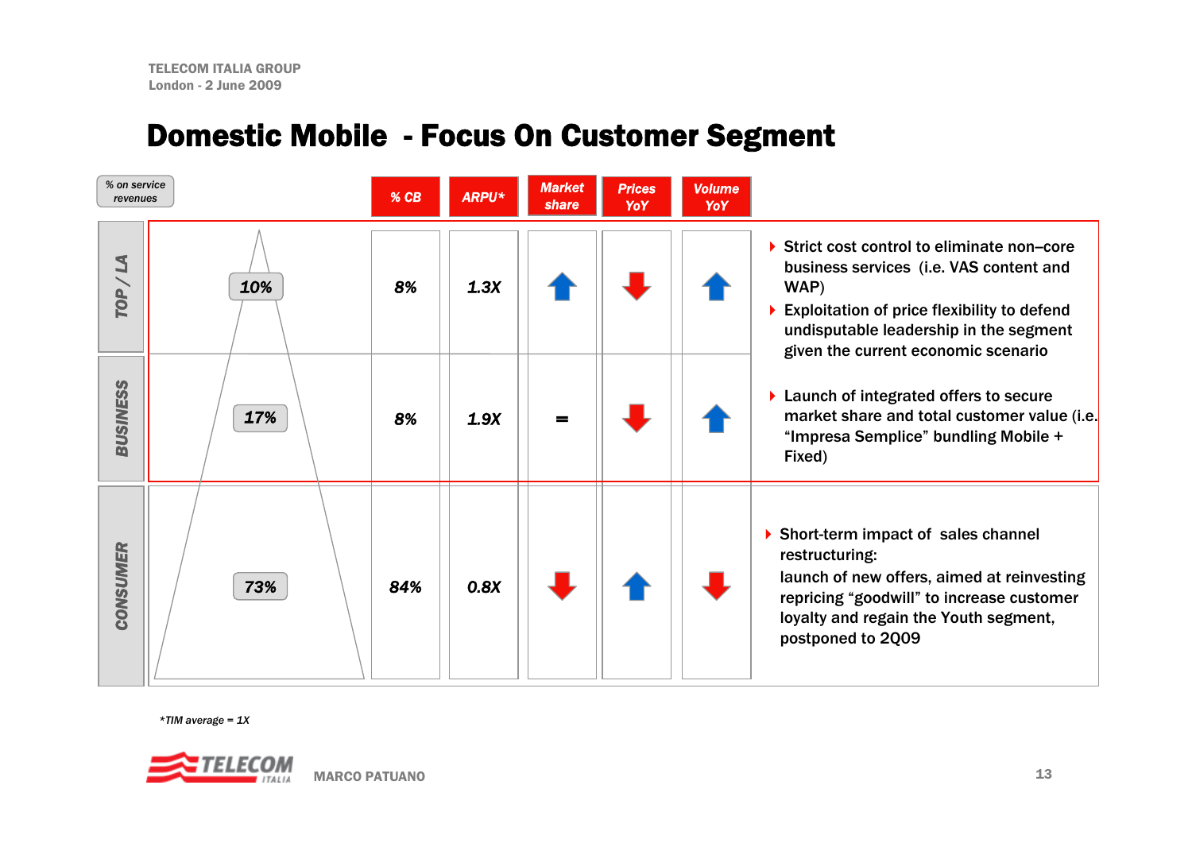# Domestic Mobile - Focus On Customer Segment

| Segment | % on service revenues | % CB | ARPU* | Market share | Prices YoY | Volume YoY | Notes |
|---|---|---|---|---|---|---|---|
| TOP / LA | 10% | 8% | 1.3X | ↑ | ↓ | ↑ | ▸ Strict cost control to eliminate non–core business services (i.e. VAS content and WAP)<br>▸ Exploitation of price flexibility to defend undisputable leadership in the segment given the current economic scenario |
| BUSINESS | 17% | 8% | 1.9X | = | ↓ | ↑ | ▸ Launch of integrated offers to secure market share and total customer value (i.e. “Impresa Semplice” bundling Mobile + Fixed) |
| CONSUMER | 73% | 84% | 0.8X | ↓ | ↑ | ↓ | ▸ Short-term impact of sales channel restructuring:<br>launch of new offers, aimed at reinvesting repricing “goodwill” to increase customer loyalty and regain the Youth segment, postponed to 2Q09 |

*TIM average = 1X

MARCO PATUANO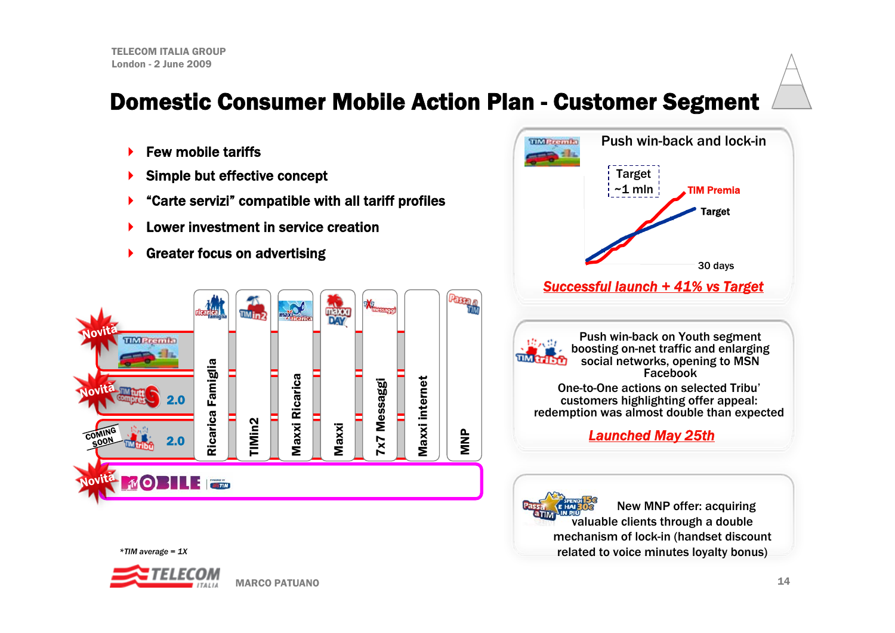# Domestic Consumer Mobile Action Plan - Customer Segment

- Few mobile tariffs
- Simple but effective concept
- "Carte servizi" compatible with all tariff profiles
- Lower investment in service creation
- Greater focus on advertising

Novità — TIM Premia

Novità — TIM tutto compreso 2.0

COMING SOON — TIM tribù 2.0

Novità — MTV MOBILE powered by TIM

Ricarica Famiglia | TIMin2 | Maxxi Ricarica | Maxxi | 7x7 Messaggi | Maxxi internet | MNP

*TIM average = 1X

**Push win-back and lock-in**

Target ~1 mln

TIM Premia

Target

30 days

***Successful launch + 41% vs Target***

Push win-back on Youth segment boosting on-net traffic and enlarging social networks, opening to MSN Facebook

One-to-One actions on selected Tribu' customers highlighting offer appeal: redemption was almost double than expected

***Launched May 25th***

New MNP offer: acquiring valuable clients through a double mechanism of lock-in (handset discount related to voice minutes loyalty bonus)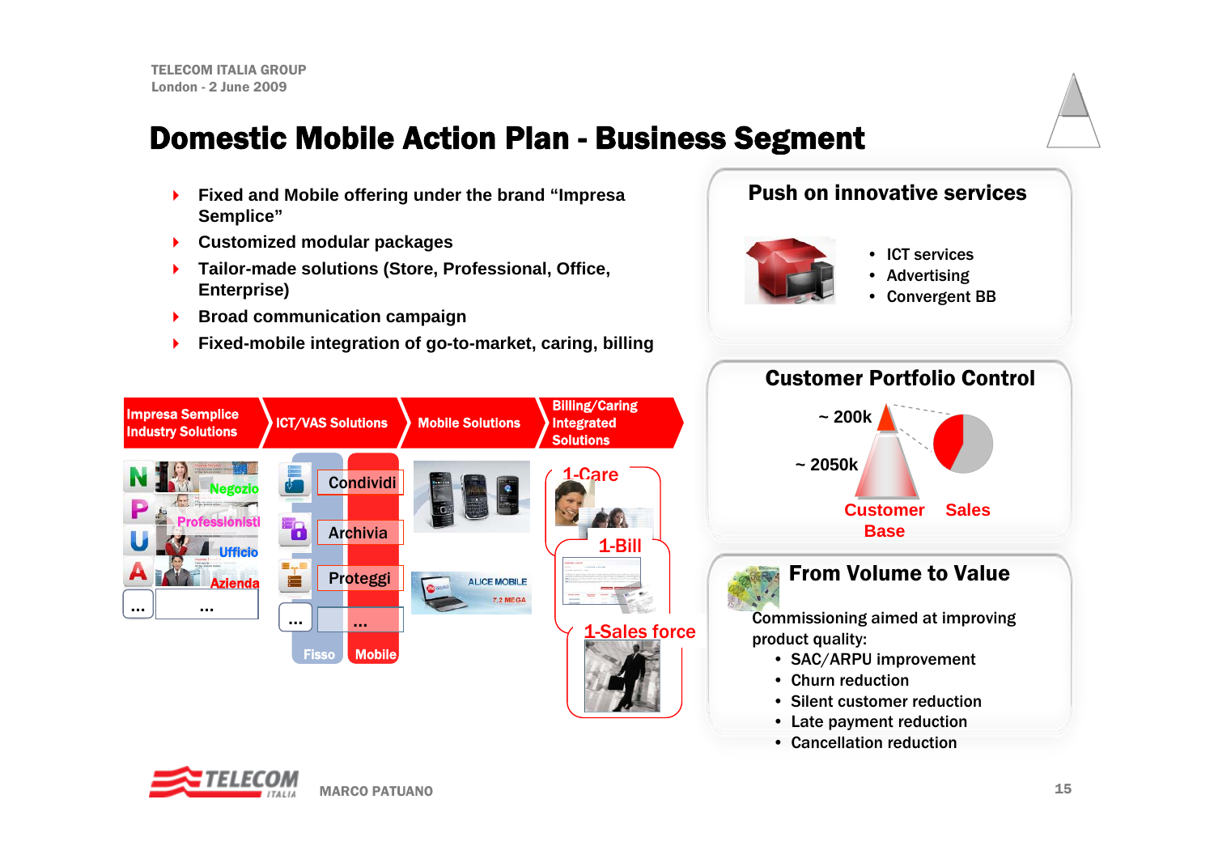# Domestic Mobile Action Plan - Business Segment

- Fixed and Mobile offering under the brand "Impresa Semplice"
- Customized modular packages
- Tailor-made solutions (Store, Professional, Office, Enterprise)
- Broad communication campaign
- Fixed-mobile integration of go-to-market, caring, billing

| Impresa Semplice Industry Solutions | ICT/VAS Solutions | Mobile Solutions | Billing/Caring Integrated Solutions |
|---|---|---|---|
| N – Negozio | Condividi | | 1-Care |
| P – Professionisti | Archivia | | 1-Bill |
| U – Ufficio | Proteggi | ALICE MOBILE 7,2 MEGA | 1-Sales force |
| A – Azienda | ... | | |
| ... | Fisso / Mobile | | |

## Push on innovative services

- ICT services
- Advertising
- Convergent BB

## Customer Portfolio Control

~ 200k

~ 2050k

Customer Base | Sales

## From Volume to Value

Commissioning aimed at improving product quality:

- SAC/ARPU improvement
- Churn reduction
- Silent customer reduction
- Late payment reduction
- Cancellation reduction

MARCO PATUANO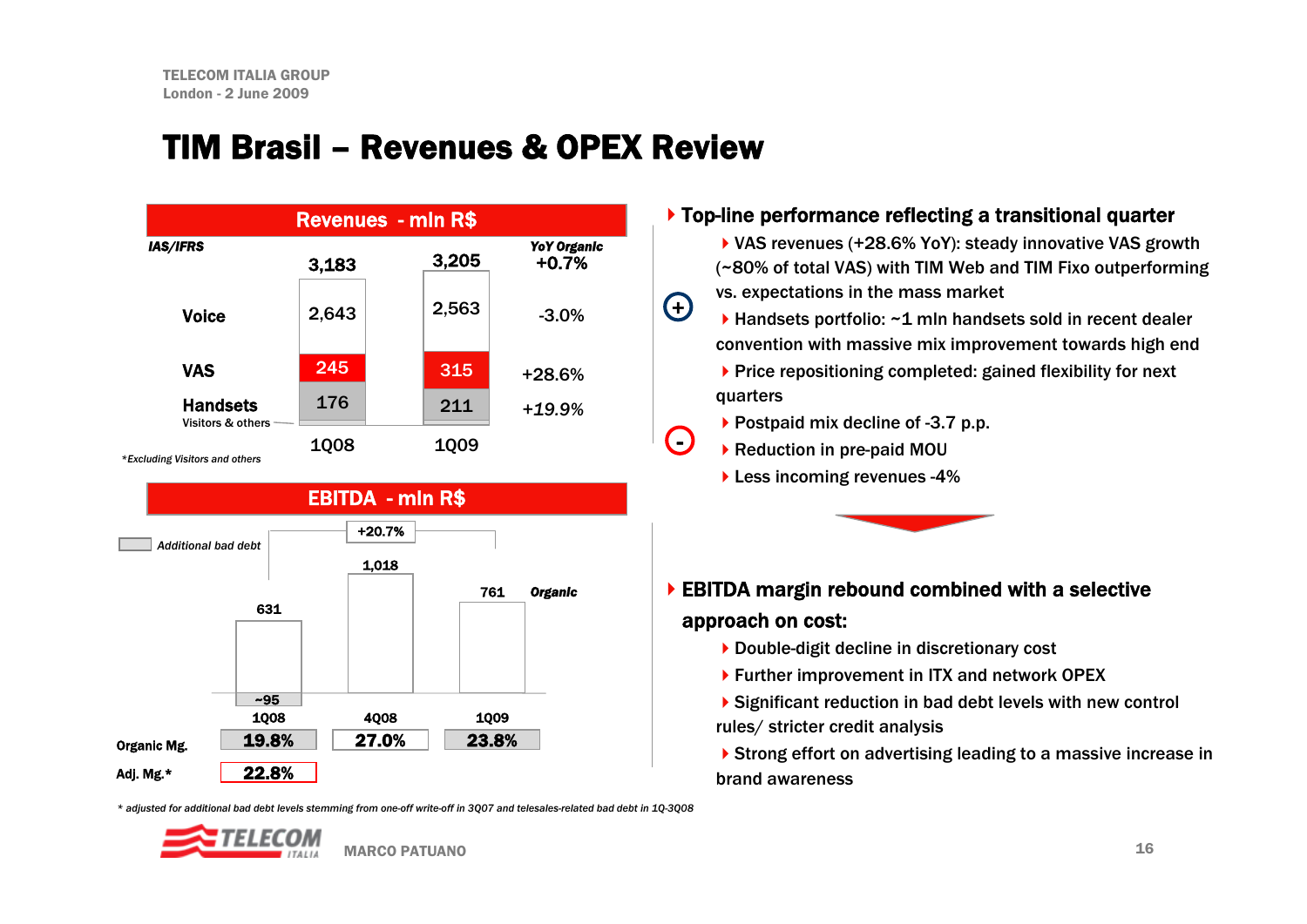# TIM Brasil – Revenues & OPEX Review

## Revenues - mln R$

*IAS/IFRS*

| | 1Q08 | 1Q09 | *YoY Organic* |
|---|---|---|---|
| Total | 3,183 | 3,205 | +0.7% |
| Voice | 2,643 | 2,563 | -3.0% |
| VAS | 245 | 315 | +28.6% |
| Handsets | 176 | 211 | +19.9% |
| Visitors & others | | | |

*\*Excluding Visitors and others*

## EBITDA - mln R$

| | 1Q08 | 4Q08 | 1Q09 |
|---|---|---|---|
| EBITDA (Organic) | 631 | 1,018 | 761 |
| Additional bad debt | ~95 | | |
| Organic Mg. | 19.8% | 27.0% | 23.8% |
| Adj. Mg.* | 22.8% | | |

1Q09 vs 1Q08: +20.7%

*\* adjusted for additional bad debt levels stemming from one-off write-off in 3Q07 and telesales-related bad debt in 1Q-3Q08*

- **Top-line performance reflecting a transitional quarter**
  - (+)
    - VAS revenues (+28.6% YoY): steady innovative VAS growth (~80% of total VAS) with TIM Web and TIM Fixo outperforming vs. expectations in the mass market
    - Handsets portfolio: ~1 mln handsets sold in recent dealer convention with massive mix improvement towards high end
    - Price repositioning completed: gained flexibility for next quarters
  - (-)
    - Postpaid mix decline of -3.7 p.p.
    - Reduction in pre-paid MOU
    - Less incoming revenues -4%

- **EBITDA margin rebound combined with a selective approach on cost:**
  - Double-digit decline in discretionary cost
  - Further improvement in ITX and network OPEX
  - Significant reduction in bad debt levels with new control rules/ stricter credit analysis
  - Strong effort on advertising leading to a massive increase in brand awareness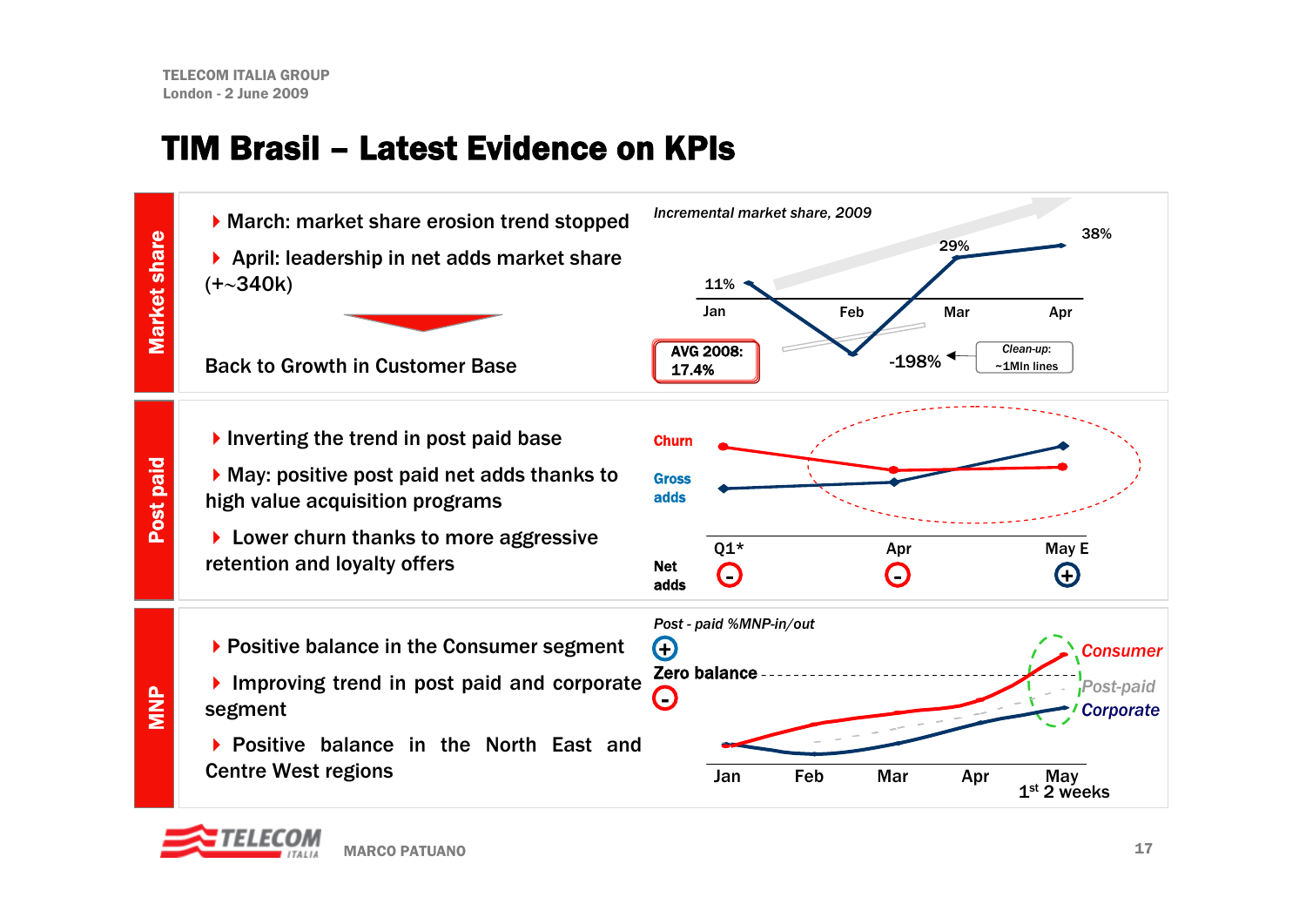# TIM Brasil – Latest Evidence on KPIs

## Market share

- March: market share erosion trend stopped
- April: leadership in net adds market share (+~340k)

Back to Growth in Customer Base

*Incremental market share, 2009*

| Jan | Feb | Mar | Apr |
|---|---|---|---|
| 11% | -198% | 29% | 38% |

AVG 2008: 17.4%

*Clean-up:* ~1Mln lines

## Post paid

- Inverting the trend in post paid base
- May: positive post paid net adds thanks to high value acquisition programs
- Lower churn thanks to more aggressive retention and loyalty offers

| | Q1* | Apr | May E |
|---|---|---|---|
| Net adds | - | - | + |

Churn / Gross adds

## MNP

- Positive balance in the Consumer segment
- Improving trend in post paid and corporate segment
- Positive balance in the North East and Centre West regions

*Post - paid %MNP-in/out*

Zero balance

Consumer / Post-paid / Corporate

Jan, Feb, Mar, Apr, May 1st 2 weeks

MARCO PATUANO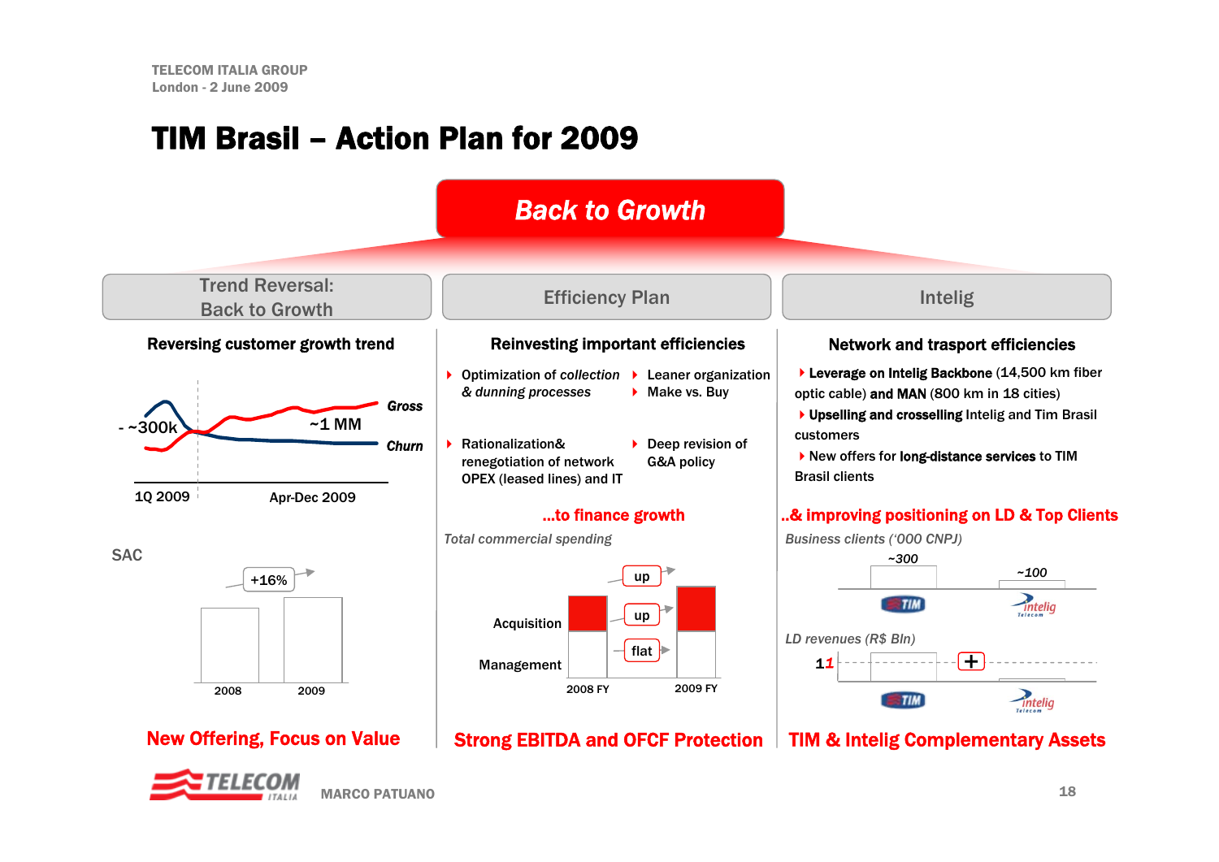# TIM Brasil – Action Plan for 2009

## Back to Growth

### Trend Reversal: Back to Growth

**Reversing customer growth trend**

- ~300k — ~1 MM

*Gross* / *Churn*

1Q 2009 — Apr-Dec 2009

SAC

+16%

2008 — 2009

**New Offering, Focus on Value**

### Efficiency Plan

**Reinvesting important efficiencies**

- Optimization of *collection & dunning processes*
- Leaner organization
- Make vs. Buy
- Rationalization& renegotiation of network OPEX (leased lines) and IT
- Deep revision of G&A policy

**...to finance growth**

*Total commercial spending*

Acquisition: up / up — Management: flat

2008 FY — 2009 FY

**Strong EBITDA and OFCF Protection**

### Intelig

**Network and trasport efficiencies**

- **Leverage on Intelig Backbone** (14,500 km fiber optic cable) **and MAN** (800 km in 18 cities)
- **Upselling and crosselling** Intelig and Tim Brasil customers
- New offers for **long-distance services** to TIM Brasil clients

**..& improving positioning on LD & Top Clients**

*Business clients ('000 CNPJ)*

TIM: ~300 — Intelig: ~100

*LD revenues (R$ Bln)*

TIM: 1 — Intelig: 1 — +

**TIM & Intelig Complementary Assets**

MARCO PATUANO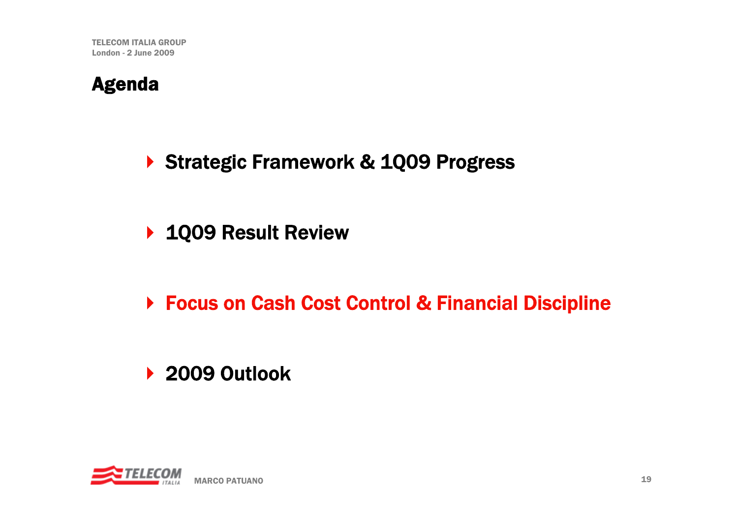# Agenda

- Strategic Framework & 1Q09 Progress
- 1Q09 Result Review
- **Focus on Cash Cost Control & Financial Discipline**
- 2009 Outlook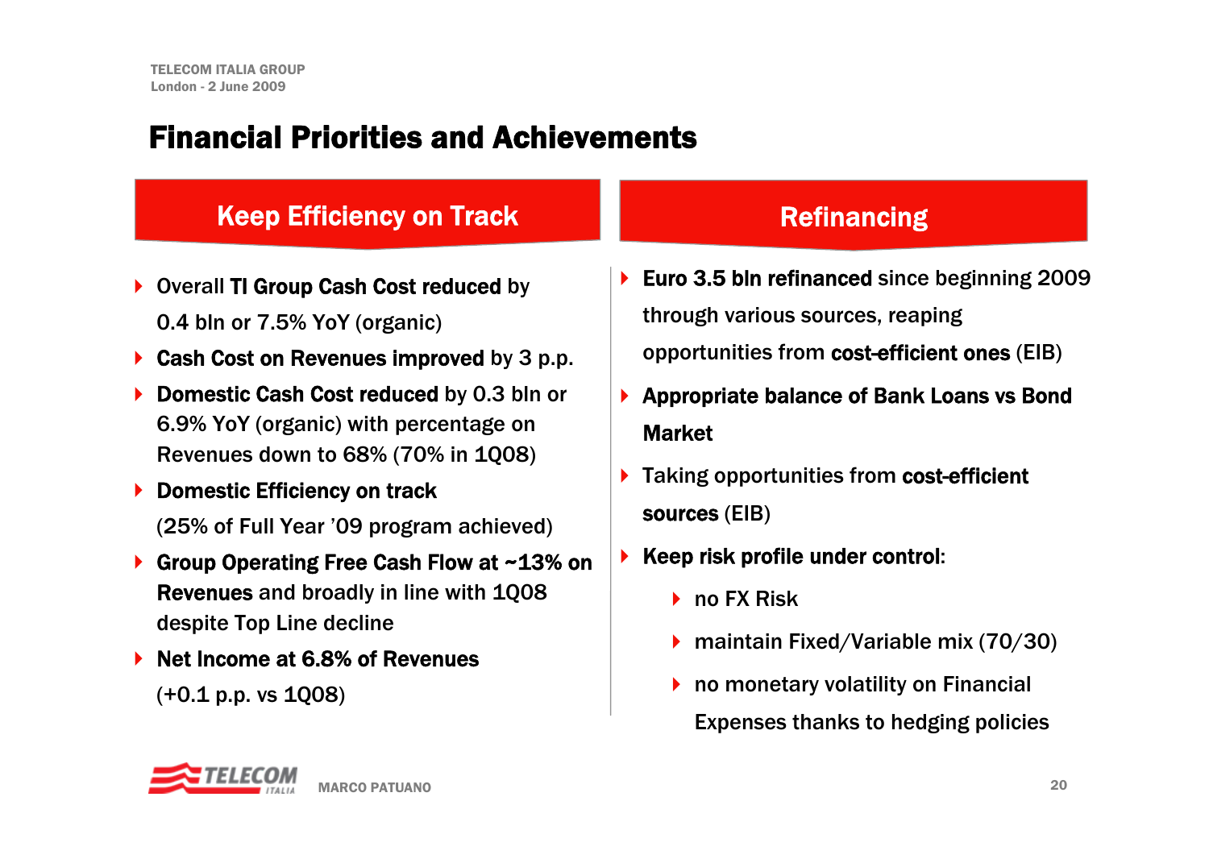# Financial Priorities and Achievements

## Keep Efficiency on Track

- Overall **TI Group Cash Cost reduced** by 0.4 bln or 7.5% YoY (organic)
- **Cash Cost on Revenues improved** by 3 p.p.
- **Domestic Cash Cost reduced** by 0.3 bln or 6.9% YoY (organic) with percentage on Revenues down to 68% (70% in 1Q08)
- **Domestic Efficiency on track** (25% of Full Year '09 program achieved)
- **Group Operating Free Cash Flow at ~13% on Revenues** and broadly in line with 1Q08 despite Top Line decline
- **Net Income at 6.8% of Revenues** (+0.1 p.p. vs 1Q08)

## Refinancing

- **Euro 3.5 bln refinanced** since beginning 2009 through various sources, reaping opportunities from **cost-efficient ones** (EIB)
- **Appropriate balance of Bank Loans vs Bond Market**
- Taking opportunities from **cost-efficient sources** (EIB)
- **Keep risk profile under control**:
  - no FX Risk
  - maintain Fixed/Variable mix (70/30)
  - no monetary volatility on Financial Expenses thanks to hedging policies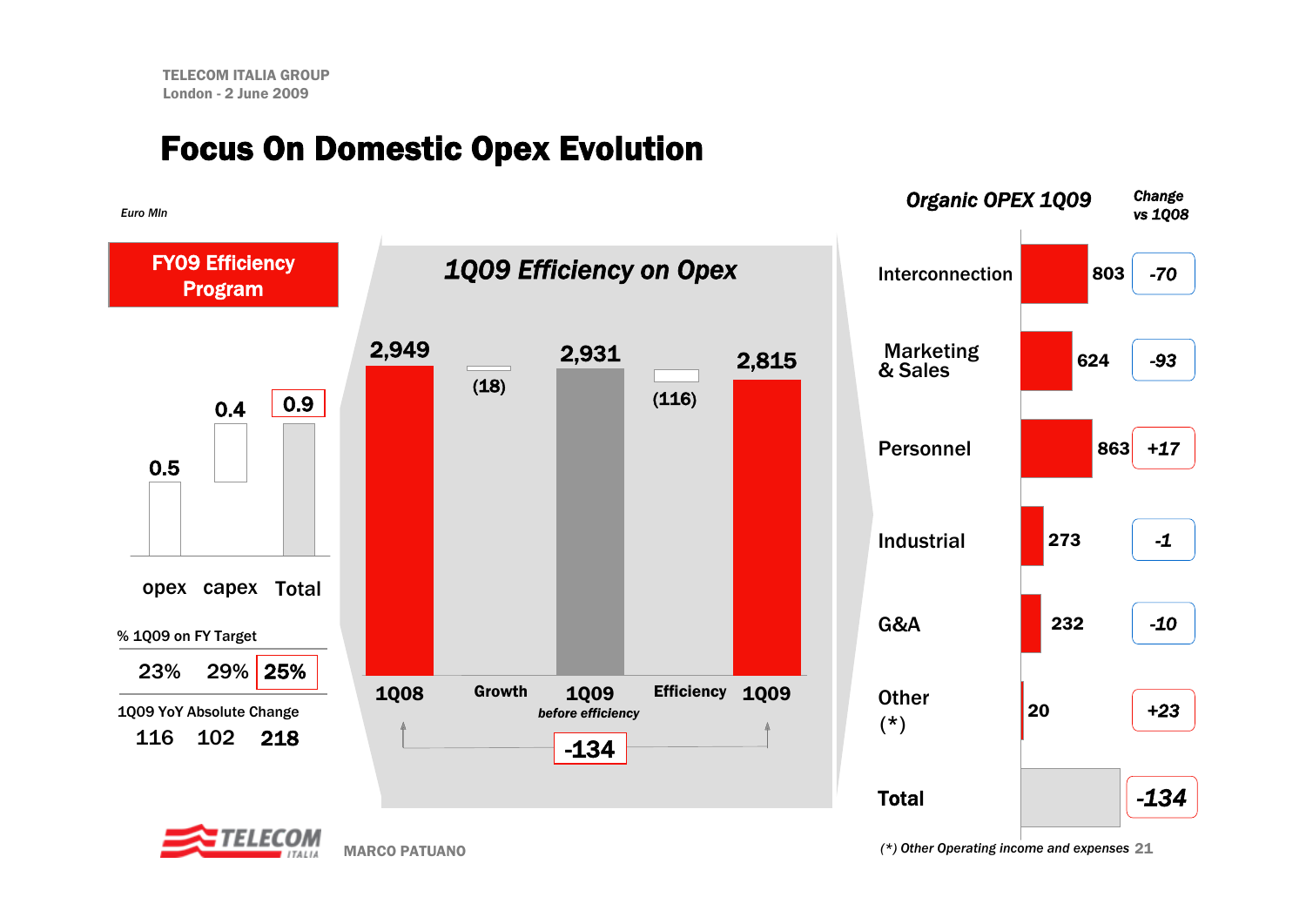# Focus On Domestic Opex Evolution

*Euro Mln*

**FY09 Efficiency Program**

| | opex | capex | Total |
|---|---|---|---|
| | 0.5 | 0.4 | 0.9 |
| % 1Q09 on FY Target | 23% | 29% | 25% |
| 1Q09 YoY Absolute Change | 116 | 102 | 218 |

## *1Q09 Efficiency on Opex*

| 1Q08 | Growth | 1Q09 *before efficiency* | Efficiency | 1Q09 |
|---|---|---|---|---|
| 2,949 | (18) | 2,931 | (116) | 2,815 |

1Q08 → 1Q09: **-134**

| *Organic OPEX 1Q09* | | *Change vs 1Q08* |
|---|---|---|
| Interconnection | 803 | -70 |
| Marketing & Sales | 624 | -93 |
| Personnel | 863 | +17 |
| Industrial | 273 | -1 |
| G&A | 232 | -10 |
| Other (*) | 20 | +23 |
| Total | | -134 |

*(*) Other Operating income and expenses*

MARCO PATUANO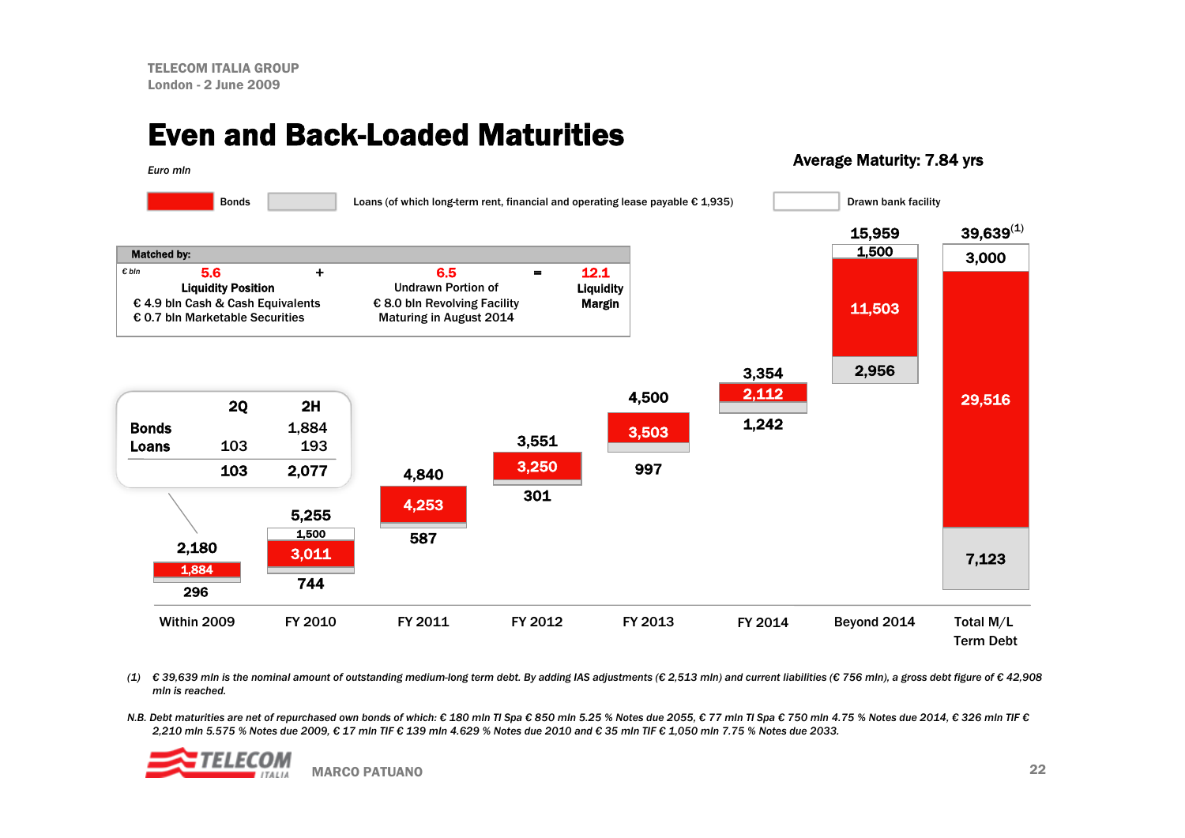# Even and Back-Loaded Maturities

**Average Maturity: 7.84 yrs**

*Euro mln*

Legend: Bonds | Loans (of which long-term rent, financial and operating lease payable € 1,935) | Drawn bank facility

**Matched by:**

| € bln | | | | |
|---|---|---|---|---|
| **5.6** | + | **6.5** | = | **12.1** |
| **Liquidity Position**<br>€ 4.9 bln Cash & Cash Equivalents<br>€ 0.7 bln Marketable Securities | | Undrawn Portion of<br>€ 8.0 bln Revolving Facility<br>Maturing in August 2014 | | **Liquidity Margin** |

| | 2Q | 2H |
|---|---|---|
| **Bonds** | | 1,884 |
| **Loans** | 103 | 193 |
| | 103 | 2,077 |

| | Within 2009 | FY 2010 | FY 2011 | FY 2012 | FY 2013 | FY 2014 | Beyond 2014 | Total M/L Term Debt |
|---|---|---|---|---|---|---|---|---|
| Drawn bank facility | | 1,500 | | | | | 1,500 | 3,000 |
| Bonds | 1,884 | 3,011 | 4,253 | 3,250 | 3,503 | 2,112 | 11,503 | 29,516 |
| Loans | 296 | 744 | 587 | 301 | 997 | 1,242 | 2,956 | 7,123 |
| **Total** | **2,180** | **5,255** | **4,840** | **3,551** | **4,500** | **3,354** | **15,959** | **39,639[1]** |

(1) € 39,639 mln is the nominal amount of outstanding medium-long term debt. By adding IAS adjustments (€ 2,513 mln) and current liabilities (€ 756 mln), a gross debt figure of € 42,908 mln is reached.

*N.B. Debt maturities are net of repurchased own bonds of which: € 180 mln TI Spa € 850 mln 5.25 % Notes due 2055, € 77 mln TI Spa € 750 mln 4.75 % Notes due 2014, € 326 mln TIF € 2,210 mln 5.575 % Notes due 2009, € 17 mln TIF € 139 mln 4.629 % Notes due 2010 and € 35 mln TIF € 1,050 mln 7.75 % Notes due 2033.*

MARCO PATUANO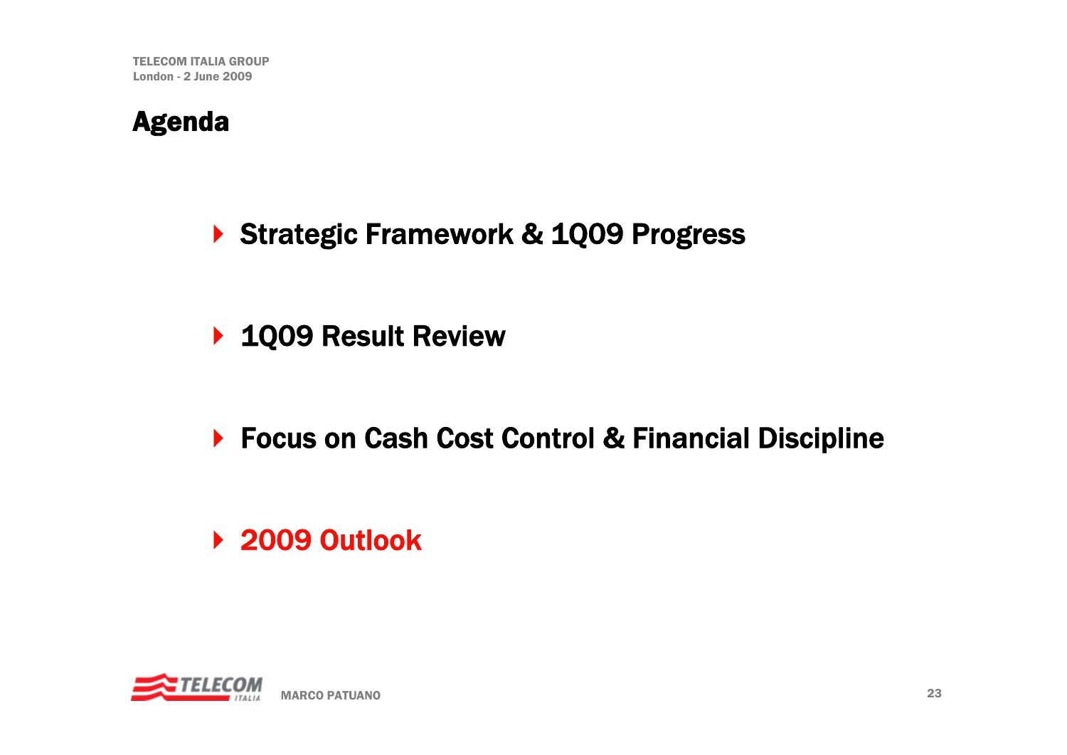# Agenda

- Strategic Framework & 1Q09 Progress
- 1Q09 Result Review
- Focus on Cash Cost Control & Financial Discipline
- **2009 Outlook**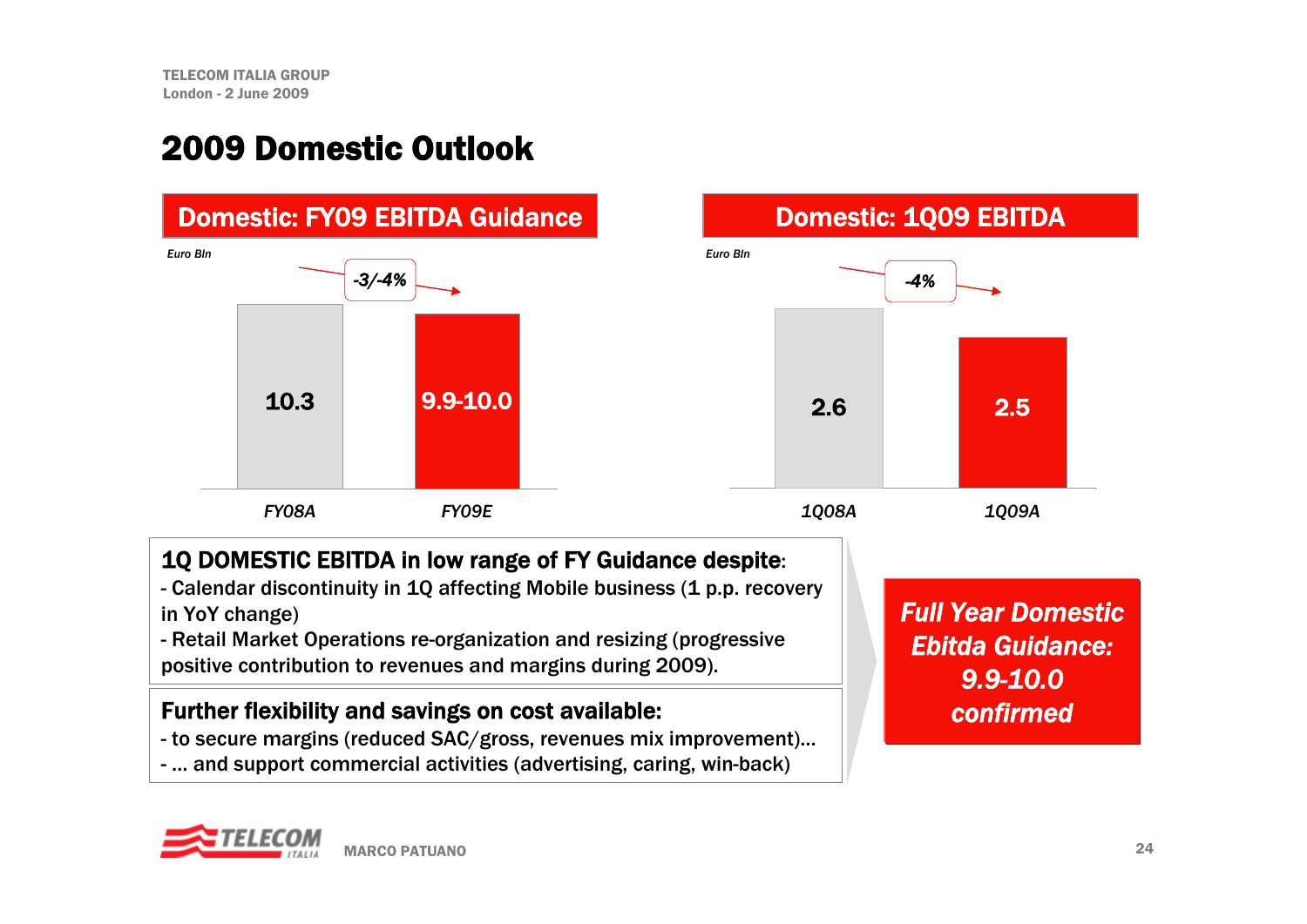# 2009 Domestic Outlook

## Domestic: FY09 EBITDA Guidance

*Euro Bln*

| | FY08A | FY09E |
|---|---|---|
| EBITDA | 10.3 | 9.9-10.0 |

Change: -3/-4%

## Domestic: 1Q09 EBITDA

*Euro Bln*

| | 1Q08A | 1Q09A |
|---|---|---|
| EBITDA | 2.6 | 2.5 |

Change: -4%

**1Q DOMESTIC EBITDA in low range of FY Guidance despite**:

- Calendar discontinuity in 1Q affecting Mobile business (1 p.p. recovery in YoY change)
- Retail Market Operations re-organization and resizing (progressive positive contribution to revenues and margins during 2009).

**Further flexibility and savings on cost available:**

- to secure margins (reduced SAC/gross, revenues mix improvement)…
- … and support commercial activities (advertising, caring, win-back)

***Full Year Domestic Ebitda Guidance: 9.9-10.0 confirmed***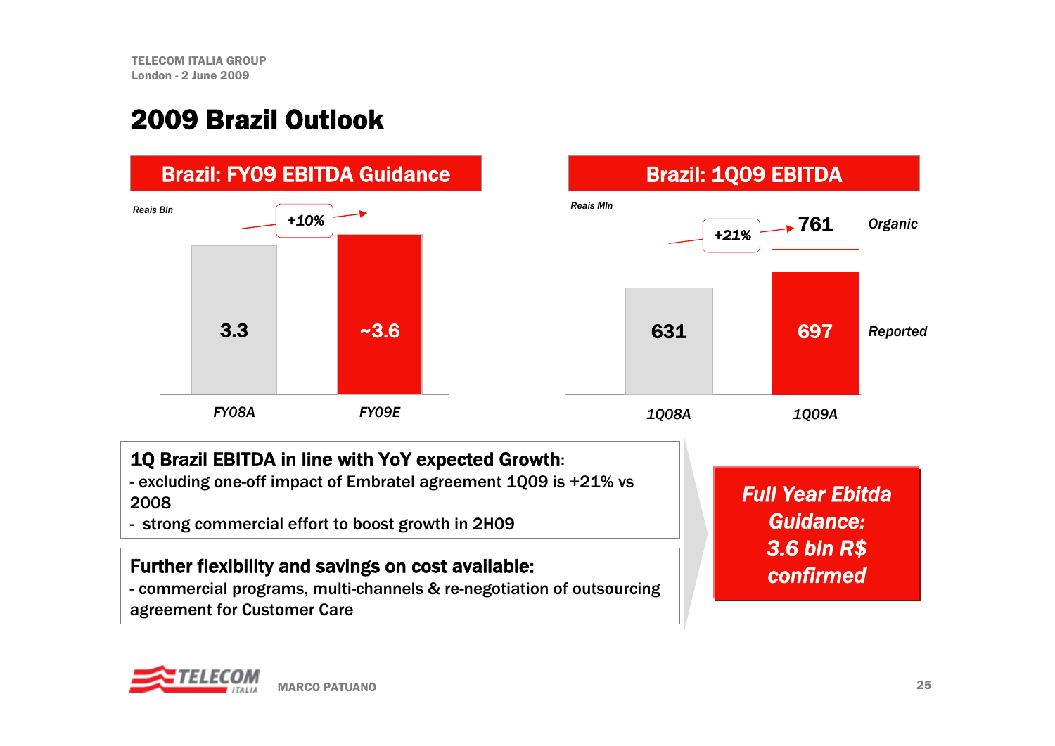# 2009 Brazil Outlook

## Brazil: FY09 EBITDA Guidance

Reais Bln

+10%

3.3

~3.6

FY08A

FY09E

## Brazil: 1Q09 EBITDA

Reais Mln

+21%

761

Organic

631

697

Reported

1Q08A

1Q09A

**1Q Brazil EBITDA in line with YoY expected Growth**:
- excluding one-off impact of Embratel agreement 1Q09 is +21% vs 2008
- strong commercial effort to boost growth in 2H09

**Further flexibility and savings on cost available:**
- commercial programs, multi-channels & re-negotiation of outsourcing agreement for Customer Care

***Full Year Ebitda Guidance: 3.6 bln R$ confirmed***

MARCO PATUANO